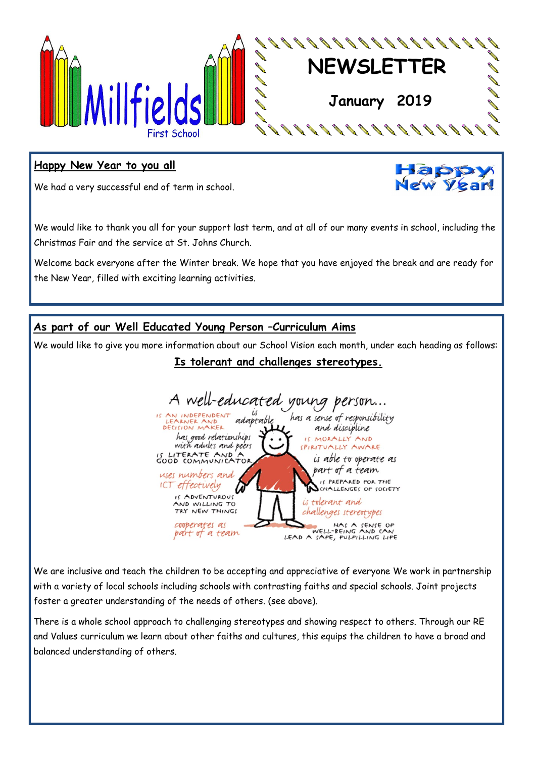# Millfields First School

# NEWSLETTER

**January 2019**

## Happy New Year to you all

We had a very successful end of term in school.

We would like to thank you all for your support last term, and at all of our many events in school, including the Christmas Fair and the service at St. Johns Church.

Welcome back everyone after the Winter break. We hope that you have enjoyed the break and are ready for the New Year, filled with exciting learning activities.

## As part of our Well Educated Young Person –Curriculum Aims

We would like to give you more information about our School Vision each month, under each heading as follows:

### Is tolerant and challenges stereotypes.

A well-educated young person...

- is an independent learner and decision maker
- is adaptable
- has a sense of responsibility and discipline
- has good relationships with adults and peers
- is morally and spiritually aware
- is literate and a good communicator
- is able to operate as part of a team
- uses numbers and ICT effectively
- is prepared for the challenges of society
- is adventurous and willing to try new things
- is tolerant and challenges stereotypes
- cooperates as part of a team
- has a sense of well-being and can lead a safe, fulfilling life

We are inclusive and teach the children to be accepting and appreciative of everyone We work in partnership with a variety of local schools including schools with contrasting faiths and special schools. Joint projects foster a greater understanding of the needs of others. (see above).

There is a whole school approach to challenging stereotypes and showing respect to others. Through our RE and Values curriculum we learn about other faiths and cultures, this equips the children to have a broad and balanced understanding of others.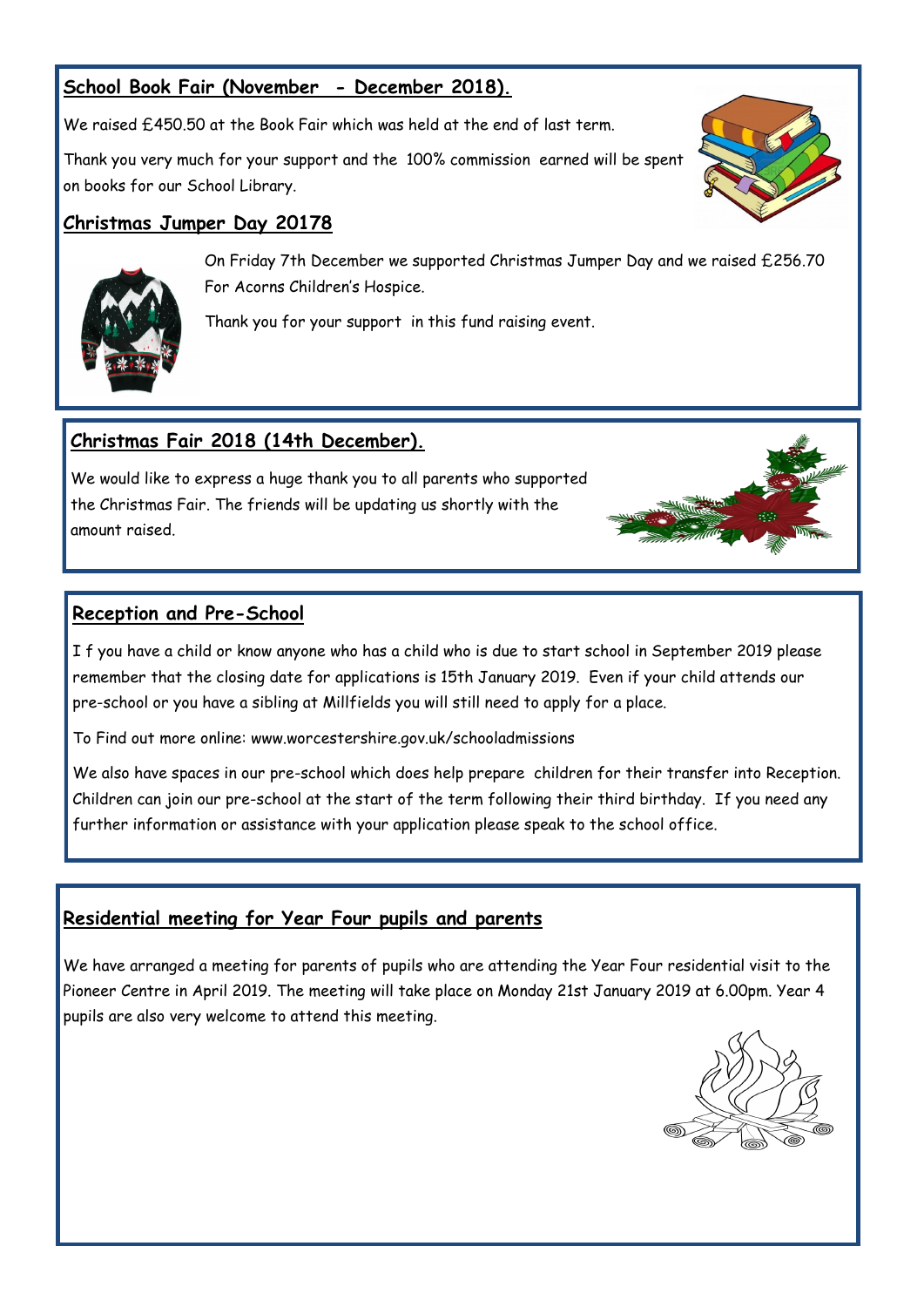## School Book Fair (November - December 2018).

We raised £450.50 at the Book Fair which was held at the end of last term.

Thank you very much for your support and the 100% commission earned will be spent on books for our School Library.

## Christmas Jumper Day 20178

On Friday 7th December we supported Christmas Jumper Day and we raised £256.70 For Acorns Children's Hospice.

Thank you for your support in this fund raising event.

## Christmas Fair 2018 (14th December).

We would like to express a huge thank you to all parents who supported the Christmas Fair. The friends will be updating us shortly with the amount raised.

## Reception and Pre-School

I f you have a child or know anyone who has a child who is due to start school in September 2019 please remember that the closing date for applications is 15th January 2019. Even if your child attends our pre-school or you have a sibling at Millfields you will still need to apply for a place.

To Find out more online: www.worcestershire.gov.uk/schooladmissions

We also have spaces in our pre-school which does help prepare children for their transfer into Reception. Children can join our pre-school at the start of the term following their third birthday. If you need any further information or assistance with your application please speak to the school office.

## Residential meeting for Year Four pupils and parents

We have arranged a meeting for parents of pupils who are attending the Year Four residential visit to the Pioneer Centre in April 2019. The meeting will take place on Monday 21st January 2019 at 6.00pm. Year 4 pupils are also very welcome to attend this meeting.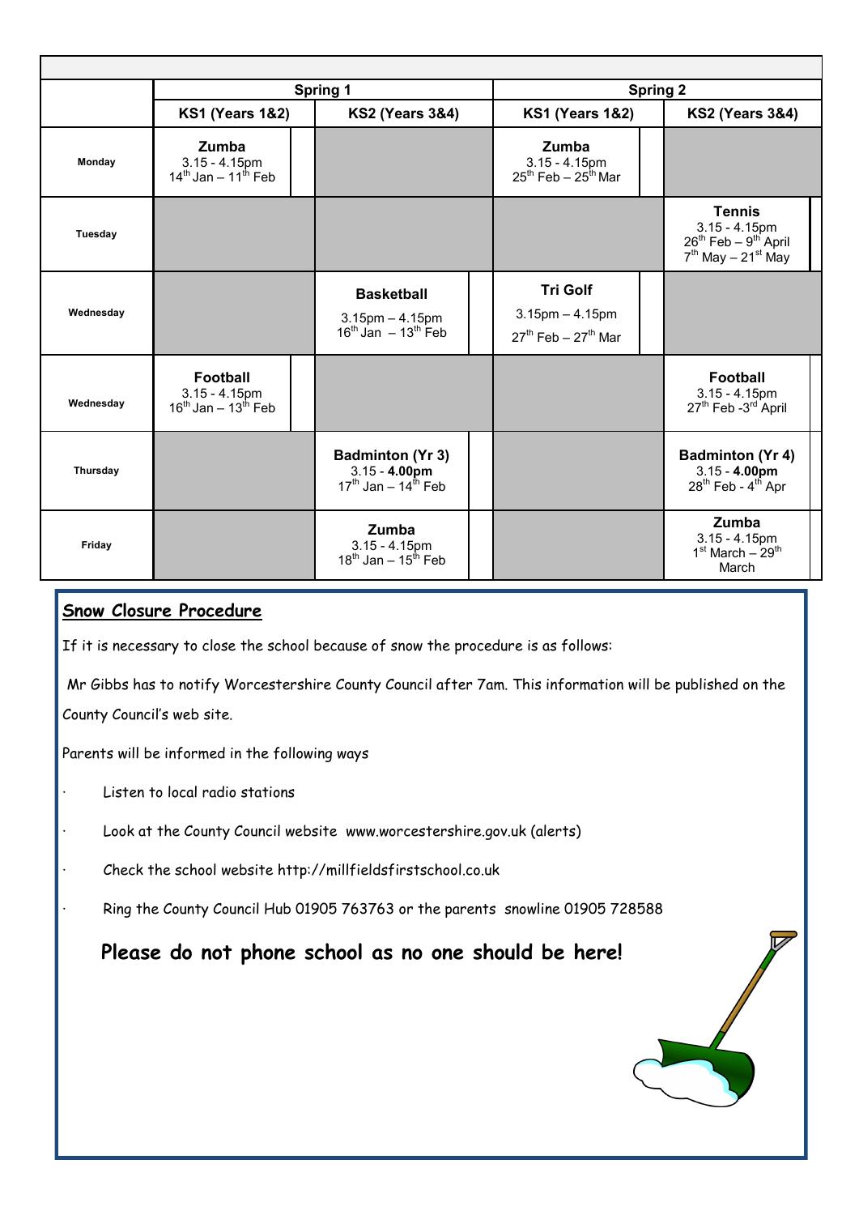| | Spring 1 | | Spring 2 | |
|---|---|---|---|---|
| | **KS1 (Years 1&2)** | **KS2 (Years 3&4)** | **KS1 (Years 1&2)** | **KS2 (Years 3&4)** |
| **Monday** | **Zumba** 3.15 - 4.15pm 14th Jan – 11th Feb | | **Zumba** 3.15 - 4.15pm 25th Feb – 25th Mar | |
| **Tuesday** | | | | **Tennis** 3.15 - 4.15pm 26th Feb – 9th April 7th May – 21st May |
| **Wednesday** | | **Basketball** 3.15pm – 4.15pm 16th Jan – 13th Feb | **Tri Golf** 3.15pm – 4.15pm 27th Feb – 27th Mar | |
| **Wednesday** | **Football** 3.15 - 4.15pm 16th Jan – 13th Feb | | | **Football** 3.15 - 4.15pm 27th Feb -3rd April |
| **Thursday** | | **Badminton (Yr 3)** 3.15 - **4.00pm** 17th Jan – 14th Feb | | **Badminton (Yr 4)** 3.15 - **4.00pm** 28th Feb - 4th Apr |
| **Friday** | | **Zumba** 3.15 - 4.15pm 18th Jan – 15th Feb | | **Zumba** 3.15 - 4.15pm 1st March – 29th March |

## Snow Closure Procedure

If it is necessary to close the school because of snow the procedure is as follows:

Mr Gibbs has to notify Worcestershire County Council after 7am. This information will be published on the County Council's web site.

Parents will be informed in the following ways

- Listen to local radio stations
- Look at the County Council website www.worcestershire.gov.uk (alerts)
- Check the school website http://millfieldsfirstschool.co.uk
- Ring the County Council Hub 01905 763763 or the parents snowline 01905 728588

**Please do not phone school as no one should be here!**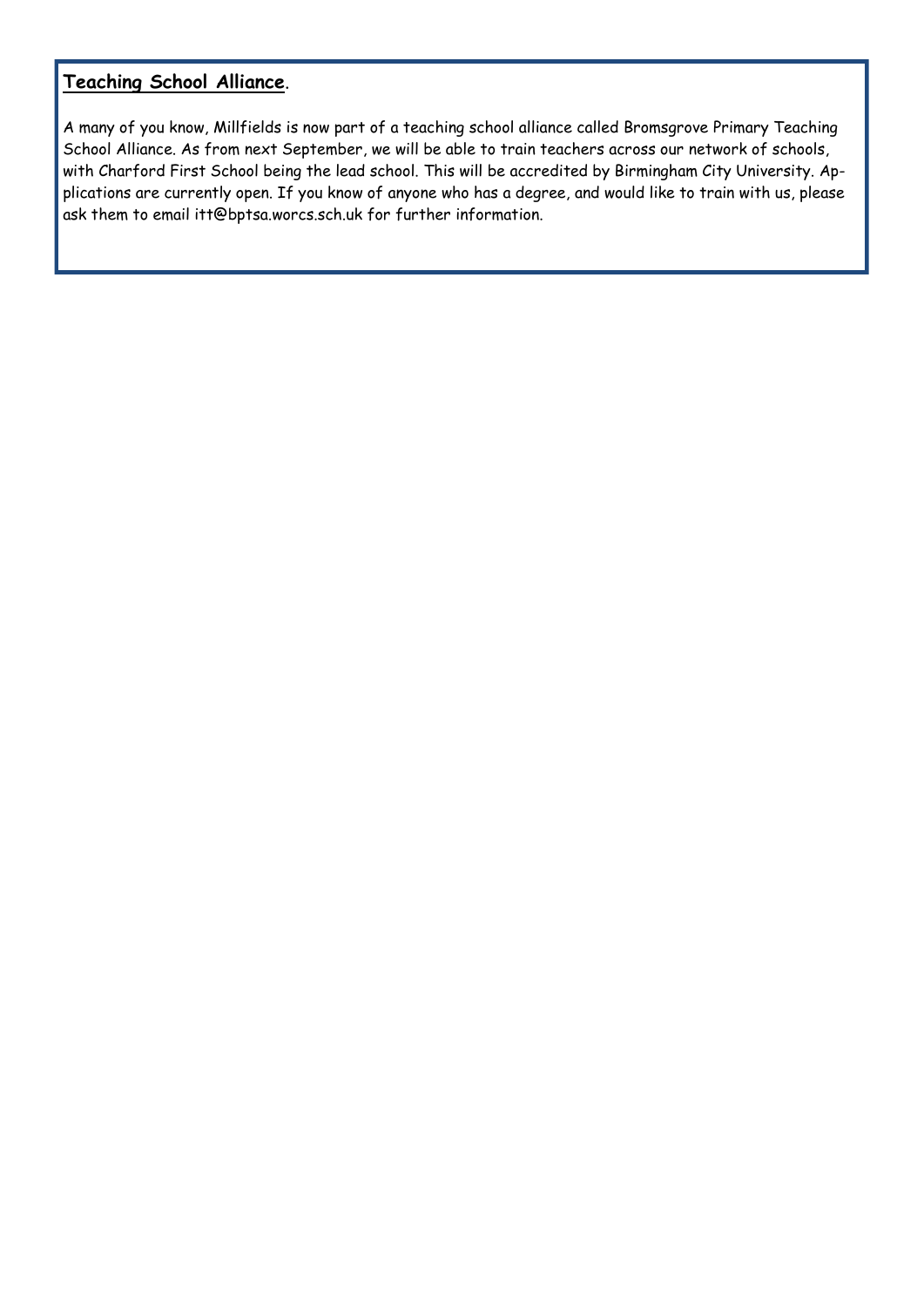**<u>Teaching School Alliance</u>**.

A many of you know, Millfields is now part of a teaching school alliance called Bromsgrove Primary Teaching School Alliance. As from next September, we will be able to train teachers across our network of schools, with Charford First School being the lead school. This will be accredited by Birmingham City University. Applications are currently open. If you know of anyone who has a degree, and would like to train with us, please ask them to email itt@bptsa.worcs.sch.uk for further information.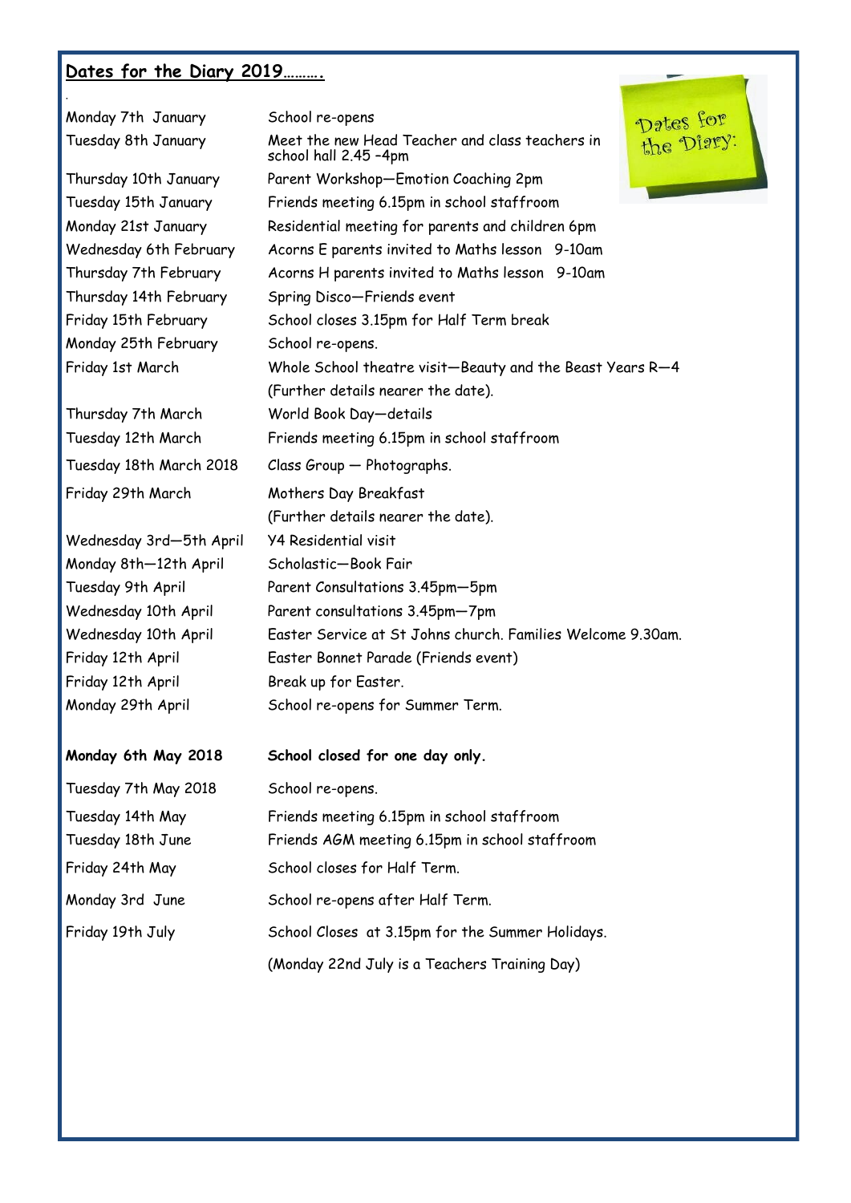## Dates for the Diary 2019……….

Dates for the Diary:

| | |
|---|---|
| Monday 7th January | School re-opens |
| Tuesday 8th January | Meet the new Head Teacher and class teachers in school hall 2.45 –4pm |
| Thursday 10th January | Parent Workshop—Emotion Coaching 2pm |
| Tuesday 15th January | Friends meeting 6.15pm in school staffroom |
| Monday 21st January | Residential meeting for parents and children 6pm |
| Wednesday 6th February | Acorns E parents invited to Maths lesson 9-10am |
| Thursday 7th February | Acorns H parents invited to Maths lesson 9-10am |
| Thursday 14th February | Spring Disco—Friends event |
| Friday 15th February | School closes 3.15pm for Half Term break |
| Monday 25th February | School re-opens. |
| Friday 1st March | Whole School theatre visit—Beauty and the Beast Years R—4 (Further details nearer the date). |
| Thursday 7th March | World Book Day—details |
| Tuesday 12th March | Friends meeting 6.15pm in school staffroom |
| Tuesday 18th March 2018 | Class Group — Photographs. |
| Friday 29th March | Mothers Day Breakfast (Further details nearer the date). |
| Wednesday 3rd—5th April | Y4 Residential visit |
| Monday 8th—12th April | Scholastic—Book Fair |
| Tuesday 9th April | Parent Consultations 3.45pm—5pm |
| Wednesday 10th April | Parent consultations 3.45pm—7pm |
| Wednesday 10th April | Easter Service at St Johns church. Families Welcome 9.30am. |
| Friday 12th April | Easter Bonnet Parade (Friends event) |
| Friday 12th April | Break up for Easter. |
| Monday 29th April | School re-opens for Summer Term. |
| **Monday 6th May 2018** | **School closed for one day only.** |
| Tuesday 7th May 2018 | School re-opens. |
| Tuesday 14th May | Friends meeting 6.15pm in school staffroom |
| Tuesday 18th June | Friends AGM meeting 6.15pm in school staffroom |
| Friday 24th May | School closes for Half Term. |
| Monday 3rd June | School re-opens after Half Term. |
| Friday 19th July | School Closes at 3.15pm for the Summer Holidays. |
| | (Monday 22nd July is a Teachers Training Day) |